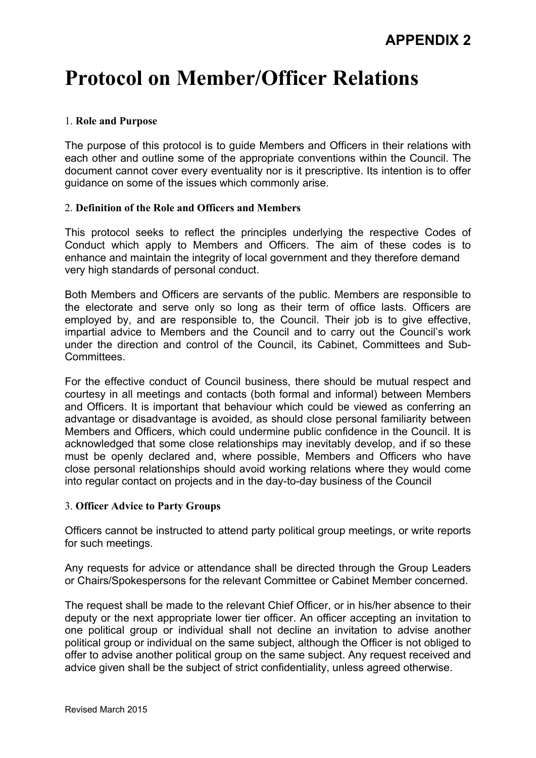**APPENDIX 2**

# Protocol on Member/Officer Relations

## 1. Role and Purpose

The purpose of this protocol is to guide Members and Officers in their relations with each other and outline some of the appropriate conventions within the Council. The document cannot cover every eventuality nor is it prescriptive. Its intention is to offer guidance on some of the issues which commonly arise.

## 2. Definition of the Role and Officers and Members

This protocol seeks to reflect the principles underlying the respective Codes of Conduct which apply to Members and Officers. The aim of these codes is to enhance and maintain the integrity of local government and they therefore demand very high standards of personal conduct.

Both Members and Officers are servants of the public. Members are responsible to the electorate and serve only so long as their term of office lasts. Officers are employed by, and are responsible to, the Council. Their job is to give effective, impartial advice to Members and the Council and to carry out the Council's work under the direction and control of the Council, its Cabinet, Committees and Sub-Committees.

For the effective conduct of Council business, there should be mutual respect and courtesy in all meetings and contacts (both formal and informal) between Members and Officers. It is important that behaviour which could be viewed as conferring an advantage or disadvantage is avoided, as should close personal familiarity between Members and Officers, which could undermine public confidence in the Council. It is acknowledged that some close relationships may inevitably develop, and if so these must be openly declared and, where possible, Members and Officers who have close personal relationships should avoid working relations where they would come into regular contact on projects and in the day-to-day business of the Council

## 3. Officer Advice to Party Groups

Officers cannot be instructed to attend party political group meetings, or write reports for such meetings.

Any requests for advice or attendance shall be directed through the Group Leaders or Chairs/Spokespersons for the relevant Committee or Cabinet Member concerned.

The request shall be made to the relevant Chief Officer, or in his/her absence to their deputy or the next appropriate lower tier officer. An officer accepting an invitation to one political group or individual shall not decline an invitation to advise another political group or individual on the same subject, although the Officer is not obliged to offer to advise another political group on the same subject. Any request received and advice given shall be the subject of strict confidentiality, unless agreed otherwise.

Revised March 2015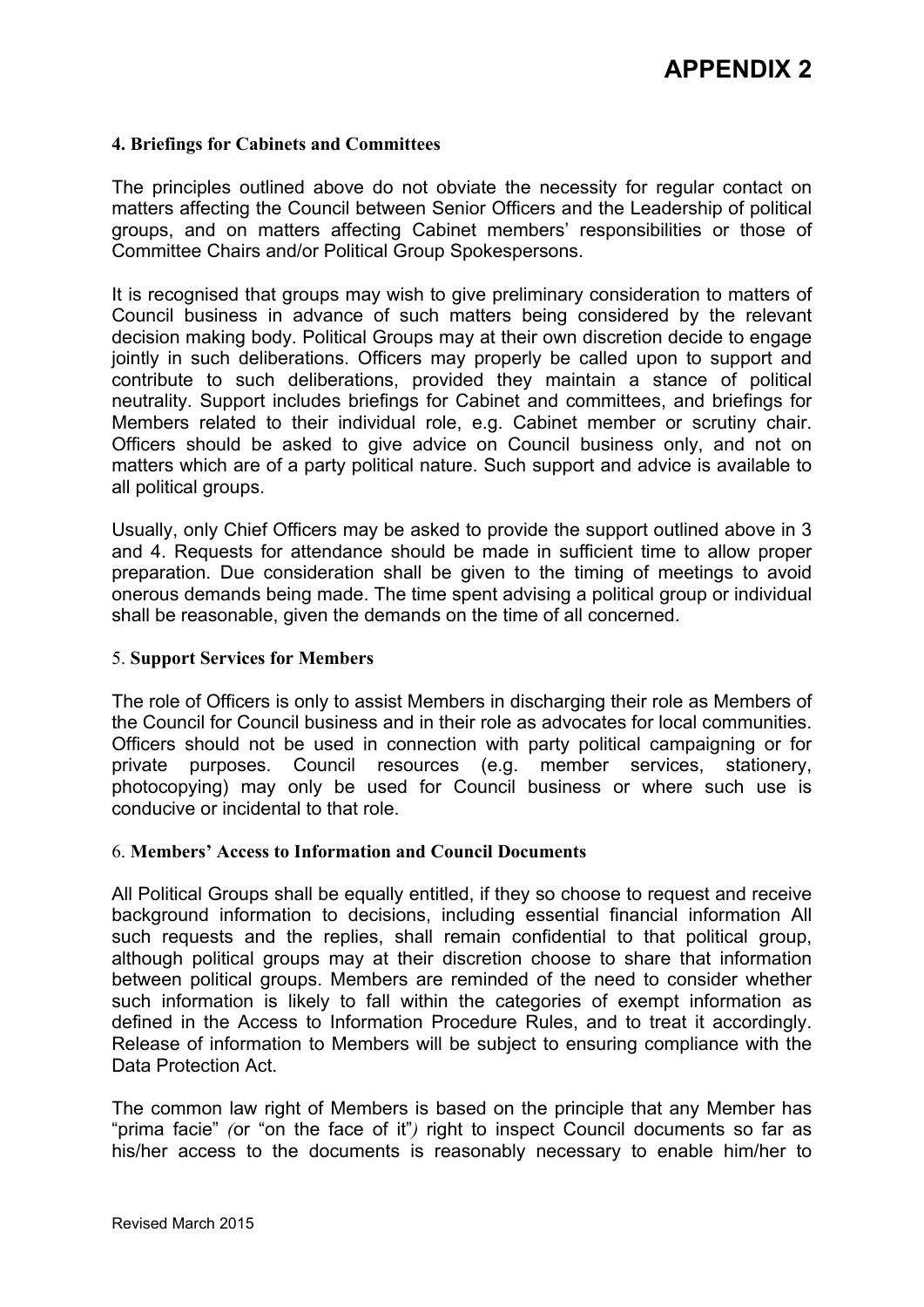### 4. Briefings for Cabinets and Committees

The principles outlined above do not obviate the necessity for regular contact on matters affecting the Council between Senior Officers and the Leadership of political groups, and on matters affecting Cabinet members' responsibilities or those of Committee Chairs and/or Political Group Spokespersons.

It is recognised that groups may wish to give preliminary consideration to matters of Council business in advance of such matters being considered by the relevant decision making body. Political Groups may at their own discretion decide to engage jointly in such deliberations. Officers may properly be called upon to support and contribute to such deliberations, provided they maintain a stance of political neutrality. Support includes briefings for Cabinet and committees, and briefings for Members related to their individual role, e.g. Cabinet member or scrutiny chair. Officers should be asked to give advice on Council business only, and not on matters which are of a party political nature. Such support and advice is available to all political groups.

Usually, only Chief Officers may be asked to provide the support outlined above in 3 and 4. Requests for attendance should be made in sufficient time to allow proper preparation. Due consideration shall be given to the timing of meetings to avoid onerous demands being made. The time spent advising a political group or individual shall be reasonable, given the demands on the time of all concerned.

### 5. Support Services for Members

The role of Officers is only to assist Members in discharging their role as Members of the Council for Council business and in their role as advocates for local communities. Officers should not be used in connection with party political campaigning or for private purposes. Council resources (e.g. member services, stationery, photocopying) may only be used for Council business or where such use is conducive or incidental to that role.

### 6. Members' Access to Information and Council Documents

All Political Groups shall be equally entitled, if they so choose to request and receive background information to decisions, including essential financial information All such requests and the replies, shall remain confidential to that political group, although political groups may at their discretion choose to share that information between political groups. Members are reminded of the need to consider whether such information is likely to fall within the categories of exempt information as defined in the Access to Information Procedure Rules, and to treat it accordingly. Release of information to Members will be subject to ensuring compliance with the Data Protection Act.

The common law right of Members is based on the principle that any Member has "prima facie" *(*or "on the face of it"*)* right to inspect Council documents so far as his/her access to the documents is reasonably necessary to enable him/her to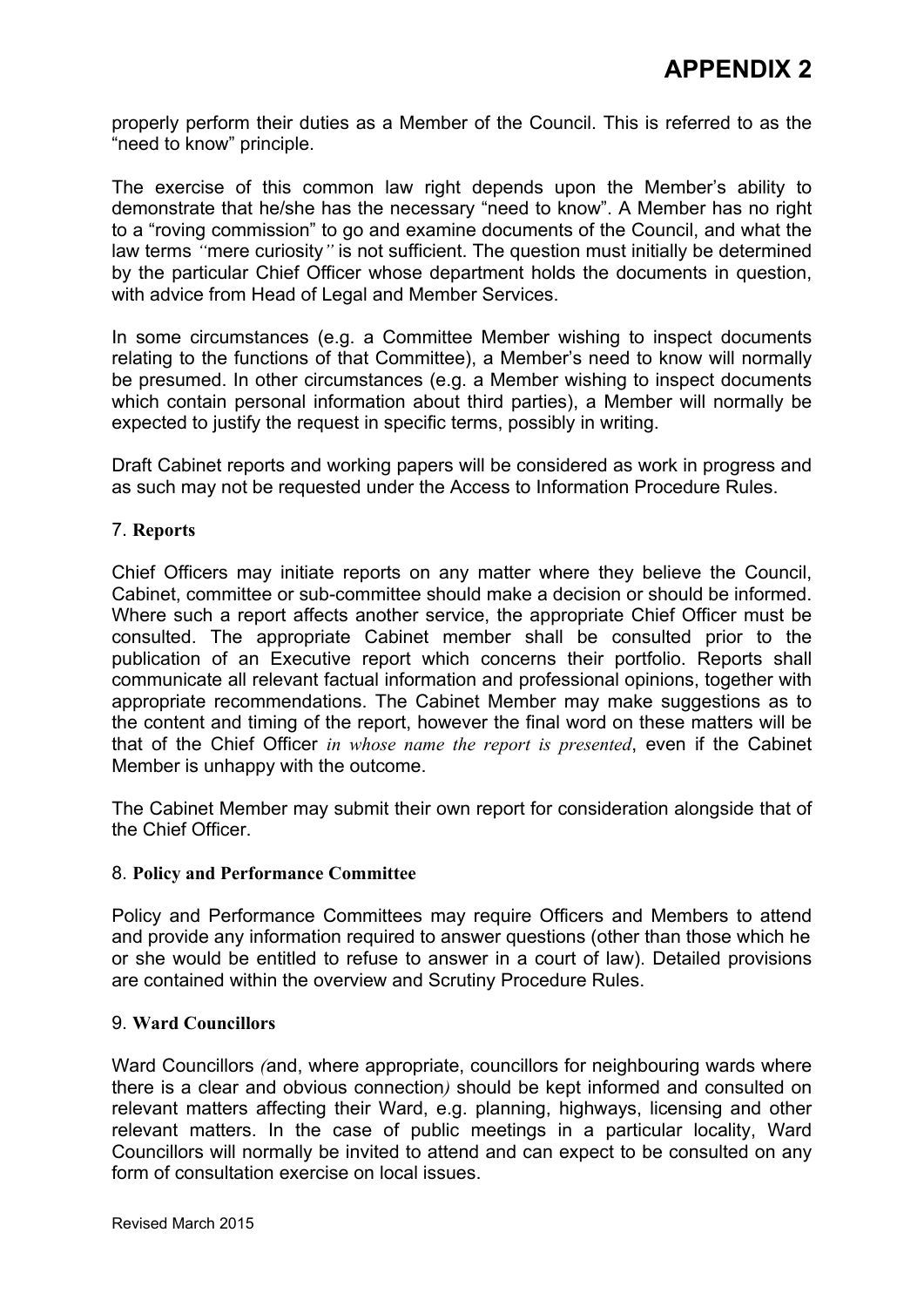properly perform their duties as a Member of the Council. This is referred to as the "need to know" principle.

The exercise of this common law right depends upon the Member's ability to demonstrate that he/she has the necessary "need to know". A Member has no right to a "roving commission" to go and examine documents of the Council, and what the law terms *"*mere curiosity*"* is not sufficient. The question must initially be determined by the particular Chief Officer whose department holds the documents in question, with advice from Head of Legal and Member Services.

In some circumstances (e.g. a Committee Member wishing to inspect documents relating to the functions of that Committee), a Member's need to know will normally be presumed. In other circumstances (e.g. a Member wishing to inspect documents which contain personal information about third parties), a Member will normally be expected to justify the request in specific terms, possibly in writing.

Draft Cabinet reports and working papers will be considered as work in progress and as such may not be requested under the Access to Information Procedure Rules.

## 7. **Reports**

Chief Officers may initiate reports on any matter where they believe the Council, Cabinet, committee or sub-committee should make a decision or should be informed. Where such a report affects another service, the appropriate Chief Officer must be consulted. The appropriate Cabinet member shall be consulted prior to the publication of an Executive report which concerns their portfolio. Reports shall communicate all relevant factual information and professional opinions, together with appropriate recommendations. The Cabinet Member may make suggestions as to the content and timing of the report, however the final word on these matters will be that of the Chief Officer *in whose name the report is presented*, even if the Cabinet Member is unhappy with the outcome.

The Cabinet Member may submit their own report for consideration alongside that of the Chief Officer.

## 8. **Policy and Performance Committee**

Policy and Performance Committees may require Officers and Members to attend and provide any information required to answer questions (other than those which he or she would be entitled to refuse to answer in a court of law). Detailed provisions are contained within the overview and Scrutiny Procedure Rules.

## 9. **Ward Councillors**

Ward Councillors *(*and, where appropriate, councillors for neighbouring wards where there is a clear and obvious connection*)* should be kept informed and consulted on relevant matters affecting their Ward, e.g. planning, highways, licensing and other relevant matters. In the case of public meetings in a particular locality, Ward Councillors will normally be invited to attend and can expect to be consulted on any form of consultation exercise on local issues.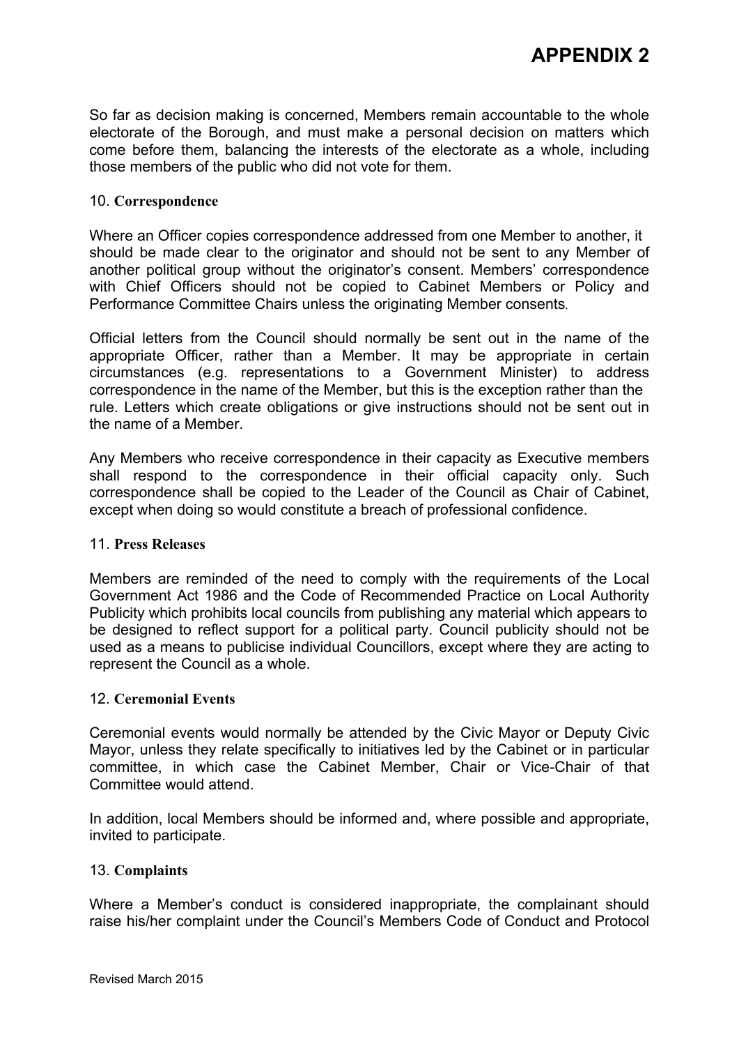So far as decision making is concerned, Members remain accountable to the whole electorate of the Borough, and must make a personal decision on matters which come before them, balancing the interests of the electorate as a whole, including those members of the public who did not vote for them.

#### 10. **Correspondence**

Where an Officer copies correspondence addressed from one Member to another, it should be made clear to the originator and should not be sent to any Member of another political group without the originator's consent. Members' correspondence with Chief Officers should not be copied to Cabinet Members or Policy and Performance Committee Chairs unless the originating Member consents.

Official letters from the Council should normally be sent out in the name of the appropriate Officer, rather than a Member. It may be appropriate in certain circumstances (e.g. representations to a Government Minister) to address correspondence in the name of the Member, but this is the exception rather than the rule. Letters which create obligations or give instructions should not be sent out in the name of a Member.

Any Members who receive correspondence in their capacity as Executive members shall respond to the correspondence in their official capacity only. Such correspondence shall be copied to the Leader of the Council as Chair of Cabinet, except when doing so would constitute a breach of professional confidence.

#### 11. **Press Releases**

Members are reminded of the need to comply with the requirements of the Local Government Act 1986 and the Code of Recommended Practice on Local Authority Publicity which prohibits local councils from publishing any material which appears to be designed to reflect support for a political party. Council publicity should not be used as a means to publicise individual Councillors, except where they are acting to represent the Council as a whole.

#### 12. **Ceremonial Events**

Ceremonial events would normally be attended by the Civic Mayor or Deputy Civic Mayor, unless they relate specifically to initiatives led by the Cabinet or in particular committee, in which case the Cabinet Member, Chair or Vice-Chair of that Committee would attend.

In addition, local Members should be informed and, where possible and appropriate, invited to participate.

#### 13. **Complaints**

Where a Member's conduct is considered inappropriate, the complainant should raise his/her complaint under the Council's Members Code of Conduct and Protocol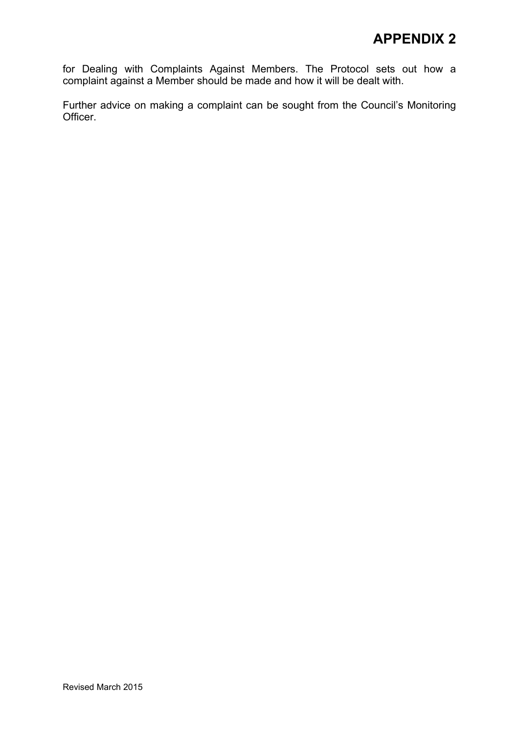for Dealing with Complaints Against Members. The Protocol sets out how a complaint against a Member should be made and how it will be dealt with.

Further advice on making a complaint can be sought from the Council's Monitoring Officer.